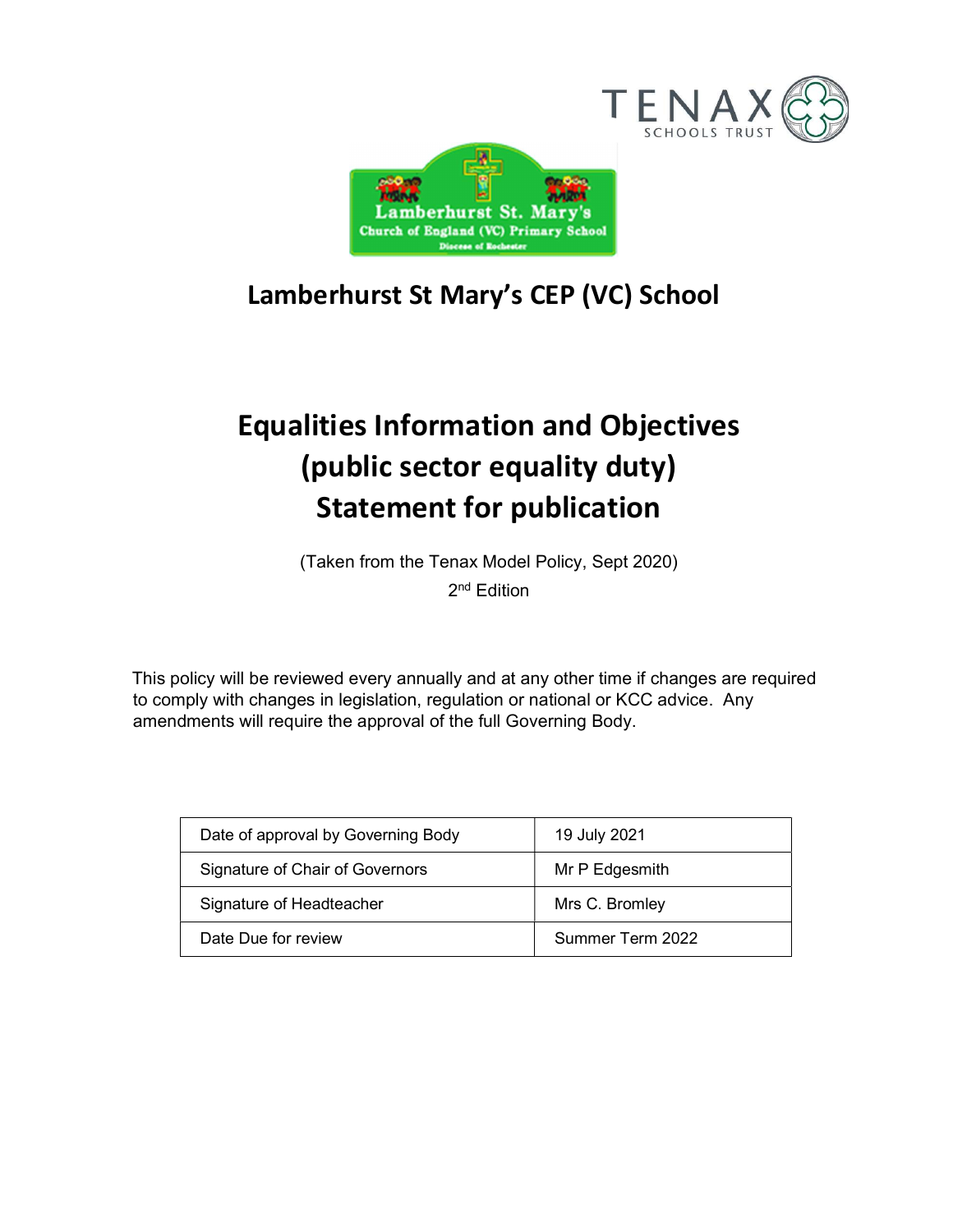# Lamberhurst St Mary's CEP (VC) School

# Equalities Information and Objectives (public sector equality duty) Statement for publication

(Taken from the Tenax Model Policy, Sept 2020)

2nd Edition

This policy will be reviewed every annually and at any other time if changes are required to comply with changes in legislation, regulation or national or KCC advice. Any amendments will require the approval of the full Governing Body.

| Date of approval by Governing Body | 19 July 2021 |
|---|---|
| Signature of Chair of Governors | Mr P Edgesmith |
| Signature of Headteacher | Mrs C. Bromley |
| Date Due for review | Summer Term 2022 |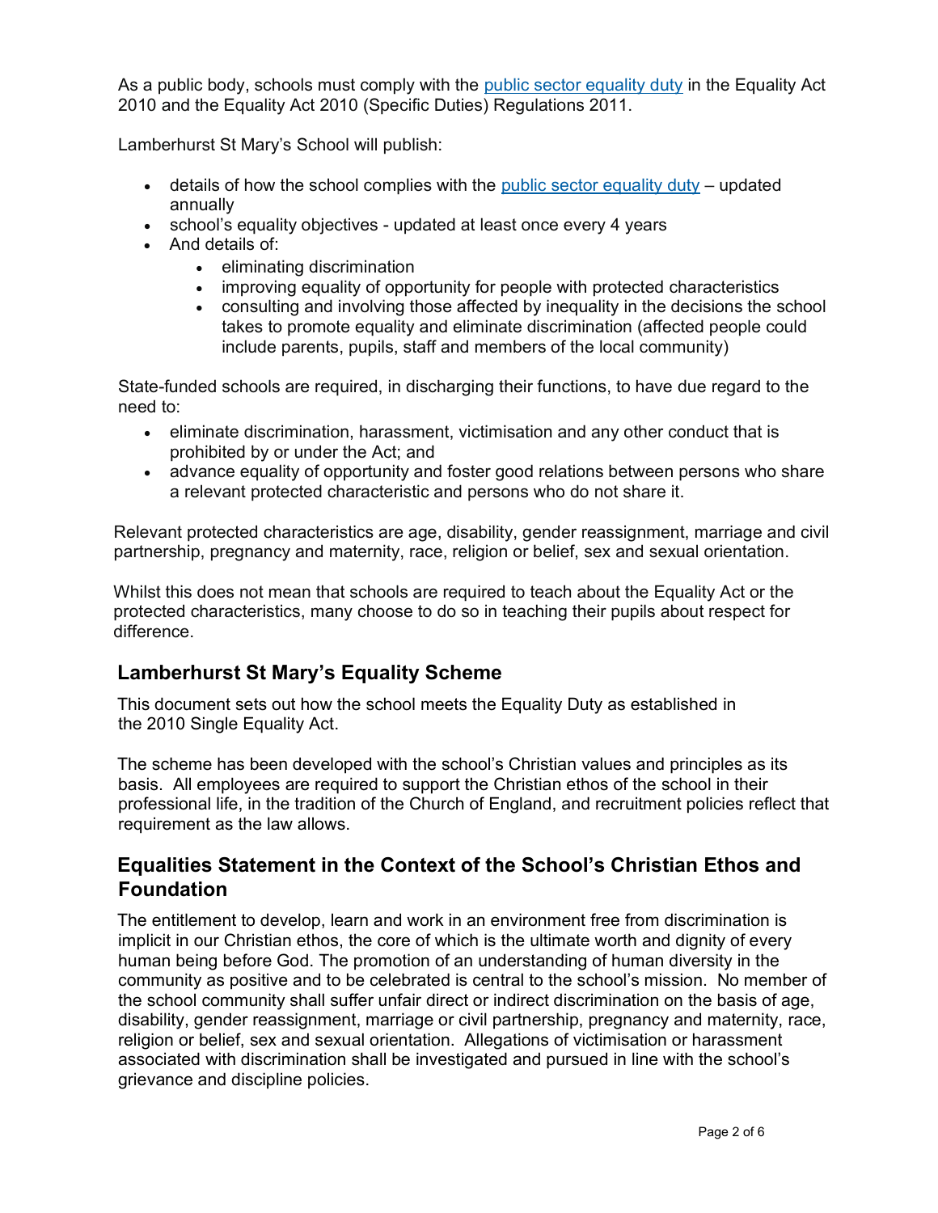As a public body, schools must comply with the public sector equality duty in the Equality Act 2010 and the Equality Act 2010 (Specific Duties) Regulations 2011.

Lamberhurst St Mary's School will publish:

- details of how the school complies with the public sector equality duty – updated annually
- school's equality objectives - updated at least once every 4 years
- And details of:
    - eliminating discrimination
    - improving equality of opportunity for people with protected characteristics
    - consulting and involving those affected by inequality in the decisions the school takes to promote equality and eliminate discrimination (affected people could include parents, pupils, staff and members of the local community)

State-funded schools are required, in discharging their functions, to have due regard to the need to:

- eliminate discrimination, harassment, victimisation and any other conduct that is prohibited by or under the Act; and
- advance equality of opportunity and foster good relations between persons who share a relevant protected characteristic and persons who do not share it.

Relevant protected characteristics are age, disability, gender reassignment, marriage and civil partnership, pregnancy and maternity, race, religion or belief, sex and sexual orientation.

Whilst this does not mean that schools are required to teach about the Equality Act or the protected characteristics, many choose to do so in teaching their pupils about respect for difference.

## Lamberhurst St Mary's Equality Scheme

This document sets out how the school meets the Equality Duty as established in the 2010 Single Equality Act.

The scheme has been developed with the school's Christian values and principles as its basis. All employees are required to support the Christian ethos of the school in their professional life, in the tradition of the Church of England, and recruitment policies reflect that requirement as the law allows.

## Equalities Statement in the Context of the School's Christian Ethos and Foundation

The entitlement to develop, learn and work in an environment free from discrimination is implicit in our Christian ethos, the core of which is the ultimate worth and dignity of every human being before God. The promotion of an understanding of human diversity in the community as positive and to be celebrated is central to the school's mission. No member of the school community shall suffer unfair direct or indirect discrimination on the basis of age, disability, gender reassignment, marriage or civil partnership, pregnancy and maternity, race, religion or belief, sex and sexual orientation. Allegations of victimisation or harassment associated with discrimination shall be investigated and pursued in line with the school's grievance and discipline policies.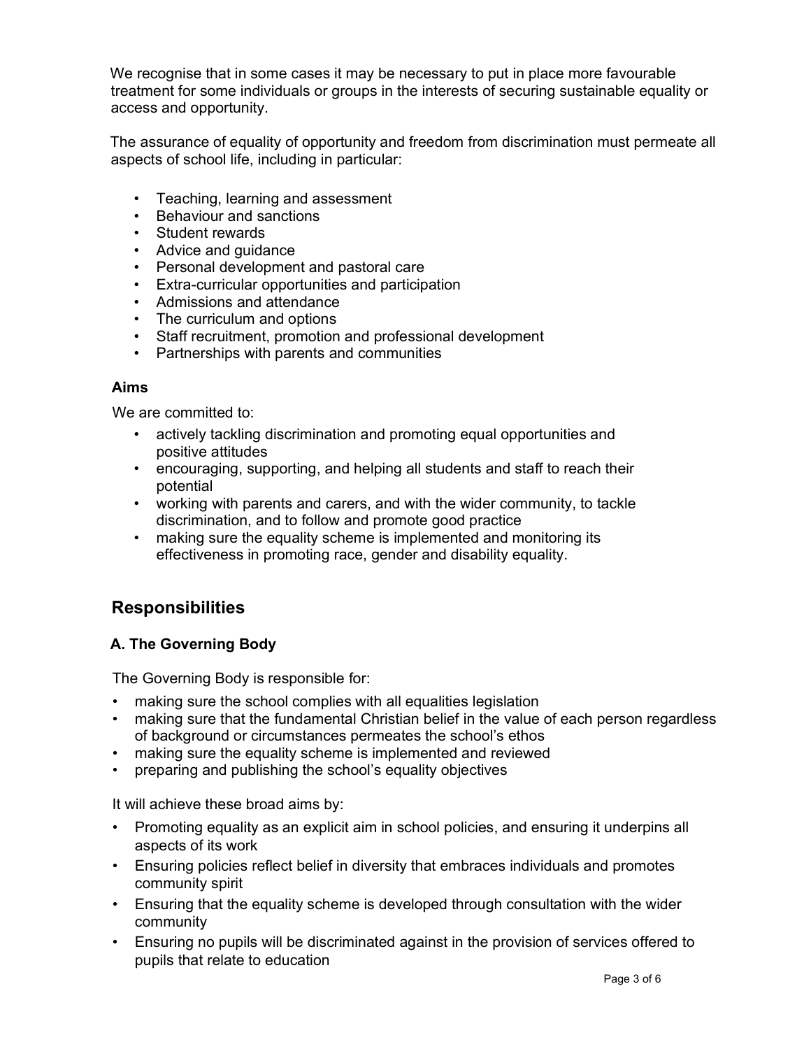We recognise that in some cases it may be necessary to put in place more favourable treatment for some individuals or groups in the interests of securing sustainable equality or access and opportunity.

The assurance of equality of opportunity and freedom from discrimination must permeate all aspects of school life, including in particular:

- Teaching, learning and assessment
- Behaviour and sanctions
- Student rewards
- Advice and guidance
- Personal development and pastoral care
- Extra-curricular opportunities and participation
- Admissions and attendance
- The curriculum and options
- Staff recruitment, promotion and professional development
- Partnerships with parents and communities

**Aims**

We are committed to:

- actively tackling discrimination and promoting equal opportunities and positive attitudes
- encouraging, supporting, and helping all students and staff to reach their potential
- working with parents and carers, and with the wider community, to tackle discrimination, and to follow and promote good practice
- making sure the equality scheme is implemented and monitoring its effectiveness in promoting race, gender and disability equality.

## Responsibilities

### A. The Governing Body

The Governing Body is responsible for:

- making sure the school complies with all equalities legislation
- making sure that the fundamental Christian belief in the value of each person regardless of background or circumstances permeates the school's ethos
- making sure the equality scheme is implemented and reviewed
- preparing and publishing the school's equality objectives

It will achieve these broad aims by:

- Promoting equality as an explicit aim in school policies, and ensuring it underpins all aspects of its work
- Ensuring policies reflect belief in diversity that embraces individuals and promotes community spirit
- Ensuring that the equality scheme is developed through consultation with the wider community
- Ensuring no pupils will be discriminated against in the provision of services offered to pupils that relate to education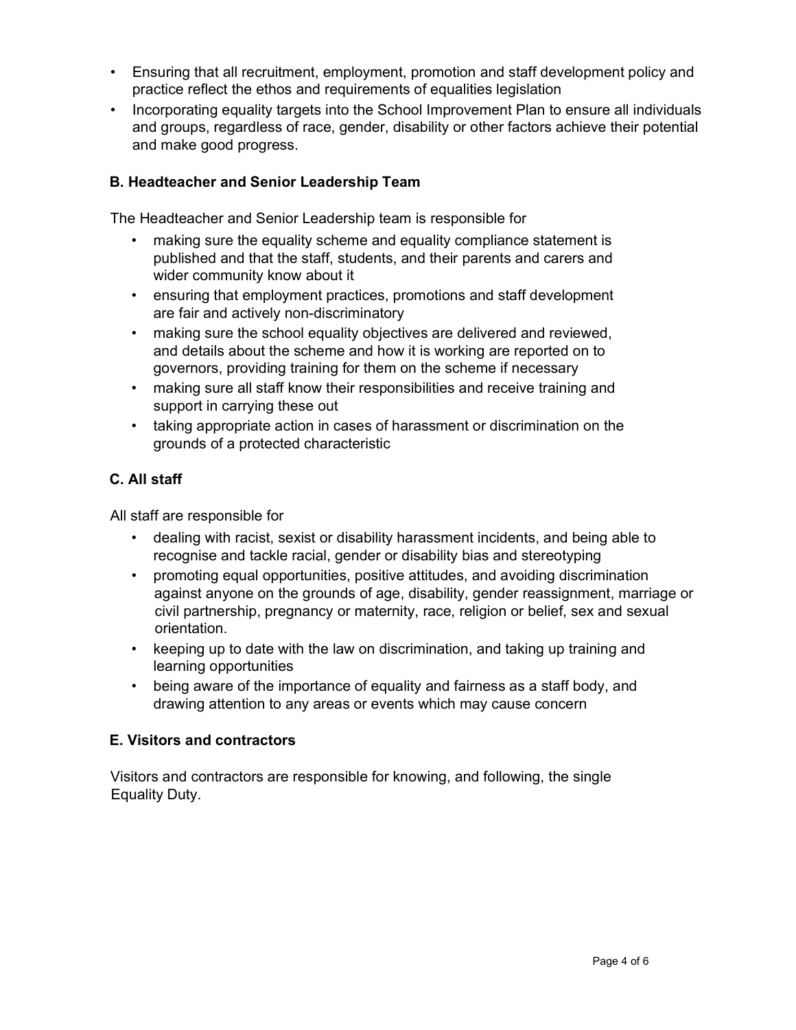- Ensuring that all recruitment, employment, promotion and staff development policy and practice reflect the ethos and requirements of equalities legislation
- Incorporating equality targets into the School Improvement Plan to ensure all individuals and groups, regardless of race, gender, disability or other factors achieve their potential and make good progress.

**B. Headteacher and Senior Leadership Team**

The Headteacher and Senior Leadership team is responsible for

- making sure the equality scheme and equality compliance statement is published and that the staff, students, and their parents and carers and wider community know about it
- ensuring that employment practices, promotions and staff development are fair and actively non-discriminatory
- making sure the school equality objectives are delivered and reviewed, and details about the scheme and how it is working are reported on to governors, providing training for them on the scheme if necessary
- making sure all staff know their responsibilities and receive training and support in carrying these out
- taking appropriate action in cases of harassment or discrimination on the grounds of a protected characteristic

**C. All staff**

All staff are responsible for

- dealing with racist, sexist or disability harassment incidents, and being able to recognise and tackle racial, gender or disability bias and stereotyping
- promoting equal opportunities, positive attitudes, and avoiding discrimination against anyone on the grounds of age, disability, gender reassignment, marriage or civil partnership, pregnancy or maternity, race, religion or belief, sex and sexual orientation.
- keeping up to date with the law on discrimination, and taking up training and learning opportunities
- being aware of the importance of equality and fairness as a staff body, and drawing attention to any areas or events which may cause concern

**E. Visitors and contractors**

Visitors and contractors are responsible for knowing, and following, the single Equality Duty.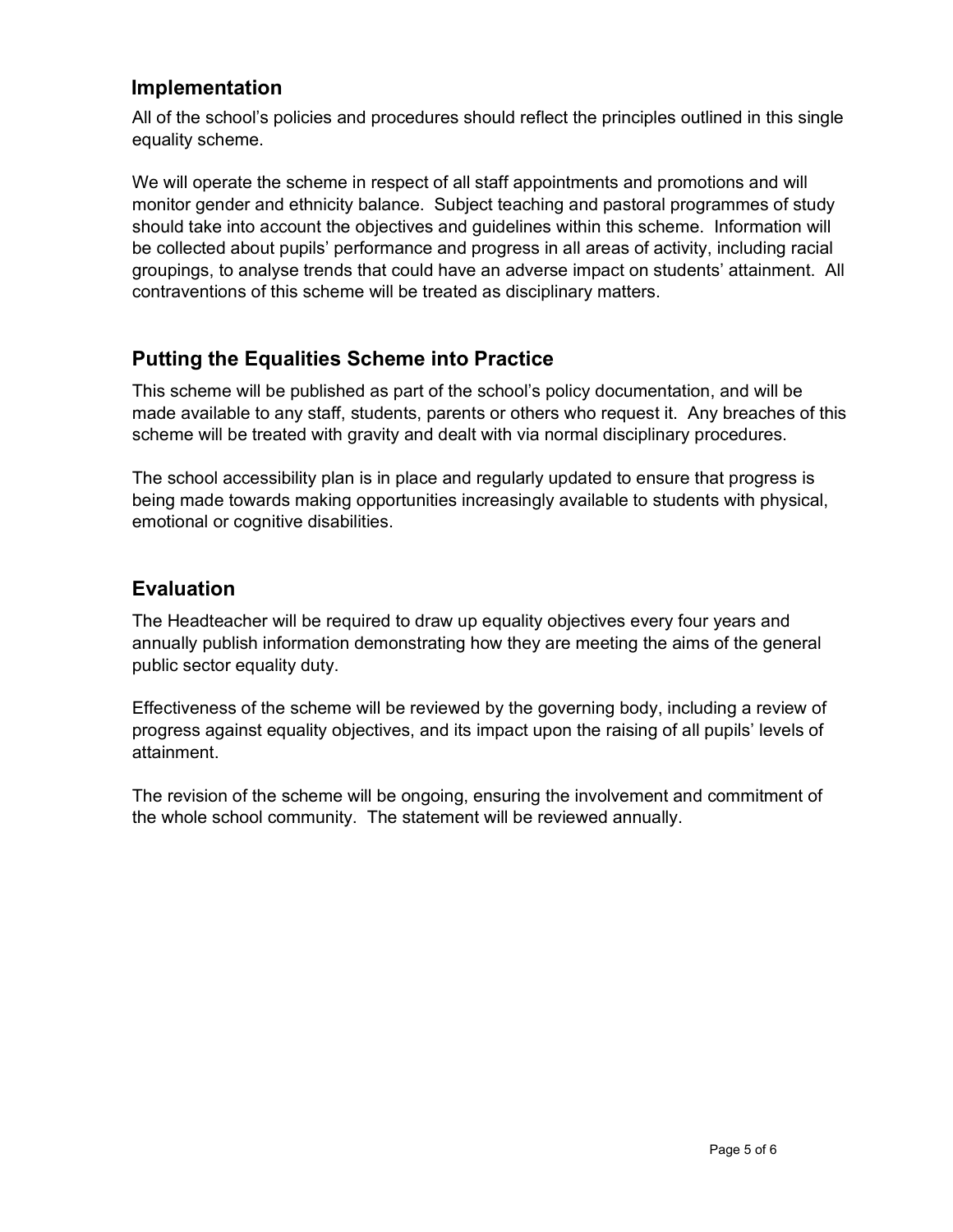## Implementation

All of the school's policies and procedures should reflect the principles outlined in this single equality scheme.

We will operate the scheme in respect of all staff appointments and promotions and will monitor gender and ethnicity balance. Subject teaching and pastoral programmes of study should take into account the objectives and guidelines within this scheme. Information will be collected about pupils' performance and progress in all areas of activity, including racial groupings, to analyse trends that could have an adverse impact on students' attainment. All contraventions of this scheme will be treated as disciplinary matters.

## Putting the Equalities Scheme into Practice

This scheme will be published as part of the school's policy documentation, and will be made available to any staff, students, parents or others who request it. Any breaches of this scheme will be treated with gravity and dealt with via normal disciplinary procedures.

The school accessibility plan is in place and regularly updated to ensure that progress is being made towards making opportunities increasingly available to students with physical, emotional or cognitive disabilities.

## Evaluation

The Headteacher will be required to draw up equality objectives every four years and annually publish information demonstrating how they are meeting the aims of the general public sector equality duty.

Effectiveness of the scheme will be reviewed by the governing body, including a review of progress against equality objectives, and its impact upon the raising of all pupils' levels of attainment.

The revision of the scheme will be ongoing, ensuring the involvement and commitment of the whole school community. The statement will be reviewed annually.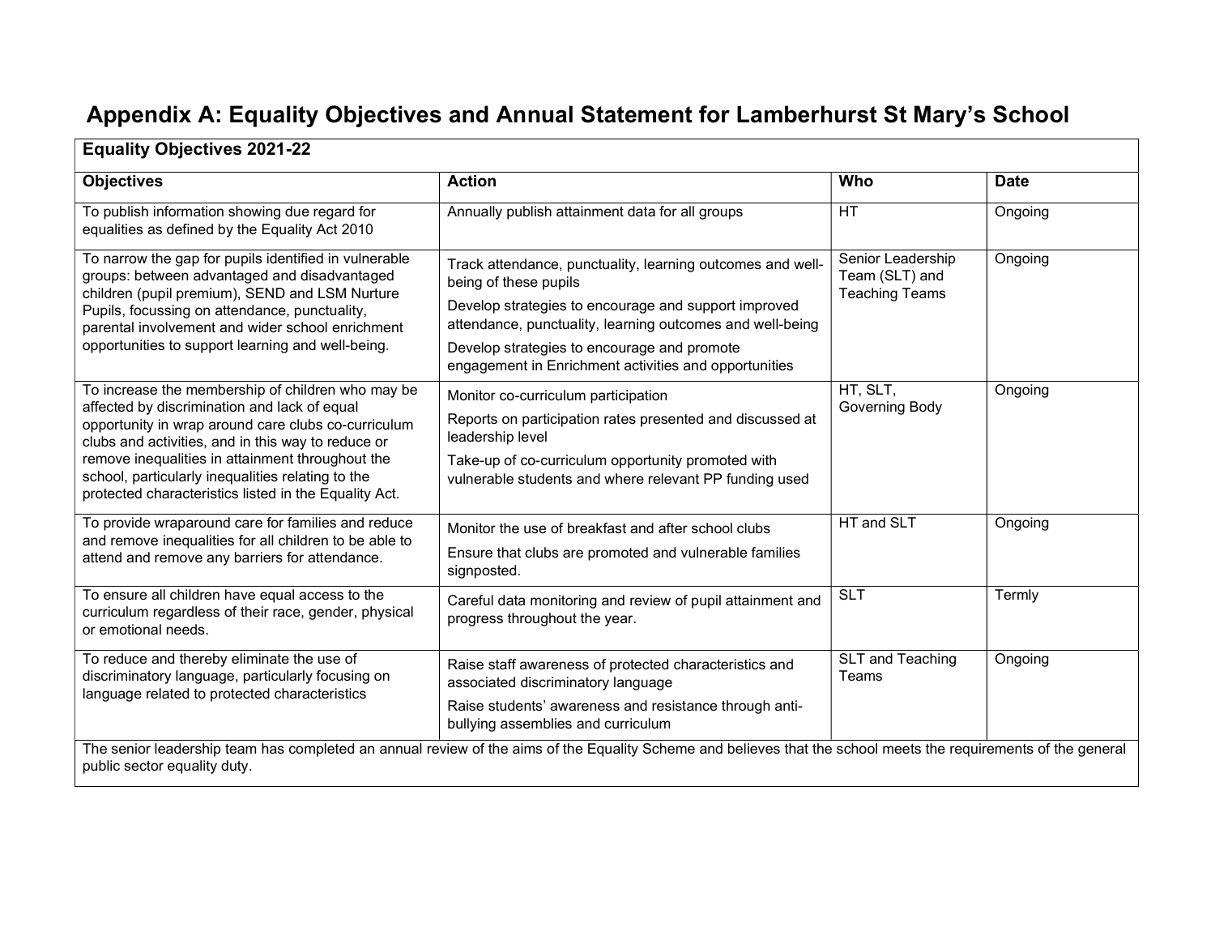# Appendix A: Equality Objectives and Annual Statement for Lamberhurst St Mary's School

**Equality Objectives 2021-22**

| Objectives | Action | Who | Date |
|---|---|---|---|
| To publish information showing due regard for equalities as defined by the Equality Act 2010 | Annually publish attainment data for all groups | HT | Ongoing |
| To narrow the gap for pupils identified in vulnerable groups: between advantaged and disadvantaged children (pupil premium), SEND and LSM Nurture Pupils, focussing on attendance, punctuality, parental involvement and wider school enrichment opportunities to support learning and well-being. | Track attendance, punctuality, learning outcomes and well-being of these pupils<br>Develop strategies to encourage and support improved attendance, punctuality, learning outcomes and well-being<br>Develop strategies to encourage and promote engagement in Enrichment activities and opportunities | Senior Leadership Team (SLT) and Teaching Teams | Ongoing |
| To increase the membership of children who may be affected by discrimination and lack of equal opportunity in wrap around care clubs co-curriculum clubs and activities, and in this way to reduce or remove inequalities in attainment throughout the school, particularly inequalities relating to the protected characteristics listed in the Equality Act. | Monitor co-curriculum participation<br>Reports on participation rates presented and discussed at leadership level<br>Take-up of co-curriculum opportunity promoted with vulnerable students and where relevant PP funding used | HT, SLT, Governing Body | Ongoing |
| To provide wraparound care for families and reduce and remove inequalities for all children to be able to attend and remove any barriers for attendance. | Monitor the use of breakfast and after school clubs<br>Ensure that clubs are promoted and vulnerable families signposted. | HT and SLT | Ongoing |
| To ensure all children have equal access to the curriculum regardless of their race, gender, physical or emotional needs. | Careful data monitoring and review of pupil attainment and progress throughout the year. | SLT | Termly |
| To reduce and thereby eliminate the use of discriminatory language, particularly focusing on language related to protected characteristics | Raise staff awareness of protected characteristics and associated discriminatory language<br>Raise students' awareness and resistance through anti-bullying assemblies and curriculum | SLT and Teaching Teams | Ongoing |
| The senior leadership team has completed an annual review of the aims of the Equality Scheme and believes that the school meets the requirements of the general public sector equality duty. | | | |